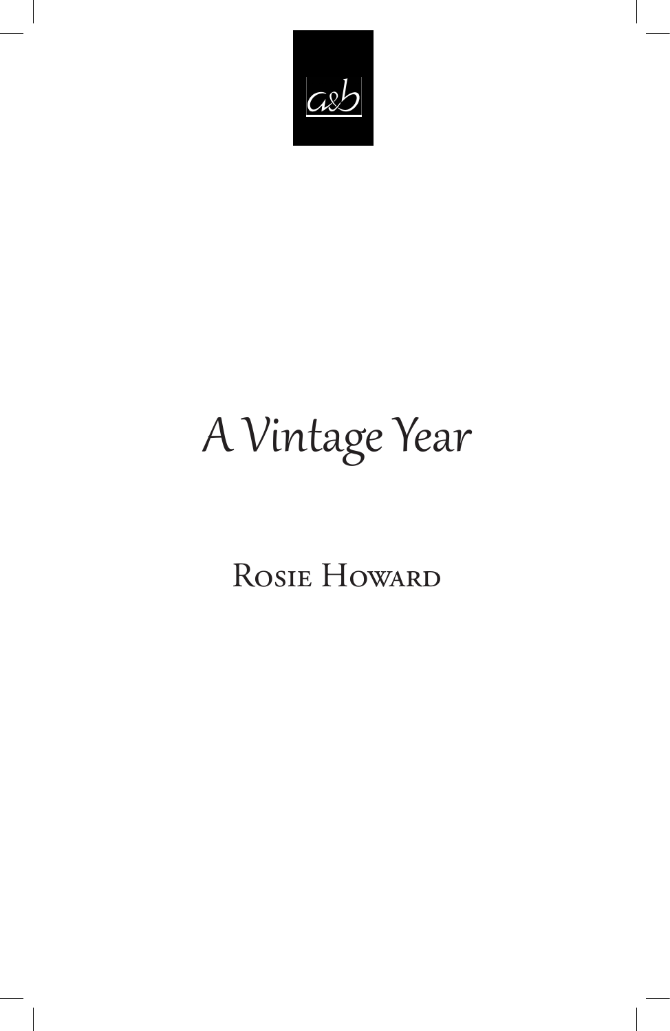a&b

# *A Vintage Year*

Rosie Howard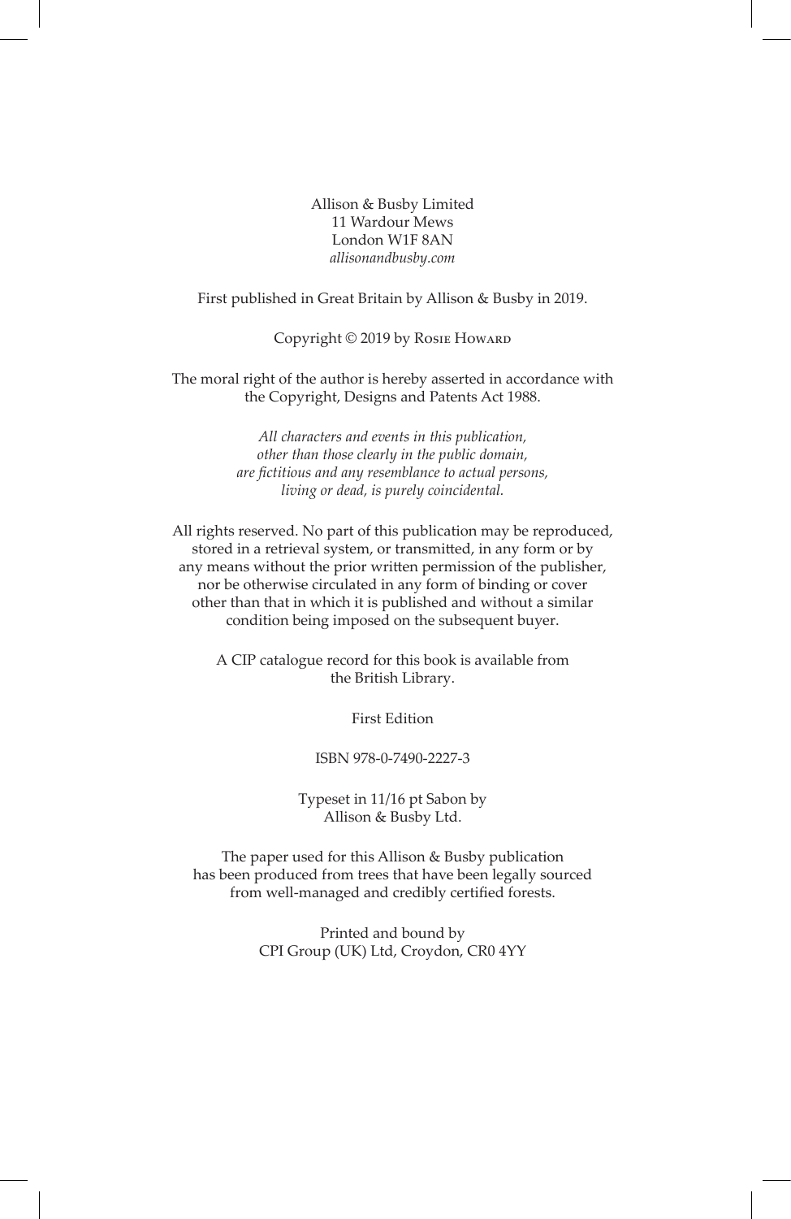Allison & Busby Limited
11 Wardour Mews
London W1F 8AN
*allisonandbusby.com*

First published in Great Britain by Allison & Busby in 2019.

Copyright © 2019 by Rosie Howard

The moral right of the author is hereby asserted in accordance with the Copyright, Designs and Patents Act 1988.

*All characters and events in this publication, other than those clearly in the public domain, are fictitious and any resemblance to actual persons, living or dead, is purely coincidental.*

All rights reserved. No part of this publication may be reproduced, stored in a retrieval system, or transmitted, in any form or by any means without the prior written permission of the publisher, nor be otherwise circulated in any form of binding or cover other than that in which it is published and without a similar condition being imposed on the subsequent buyer.

A CIP catalogue record for this book is available from the British Library.

First Edition

ISBN 978-0-7490-2227-3

Typeset in 11/16 pt Sabon by Allison & Busby Ltd.

The paper used for this Allison & Busby publication has been produced from trees that have been legally sourced from well-managed and credibly certified forests.

Printed and bound by
CPI Group (UK) Ltd, Croydon, CR0 4YY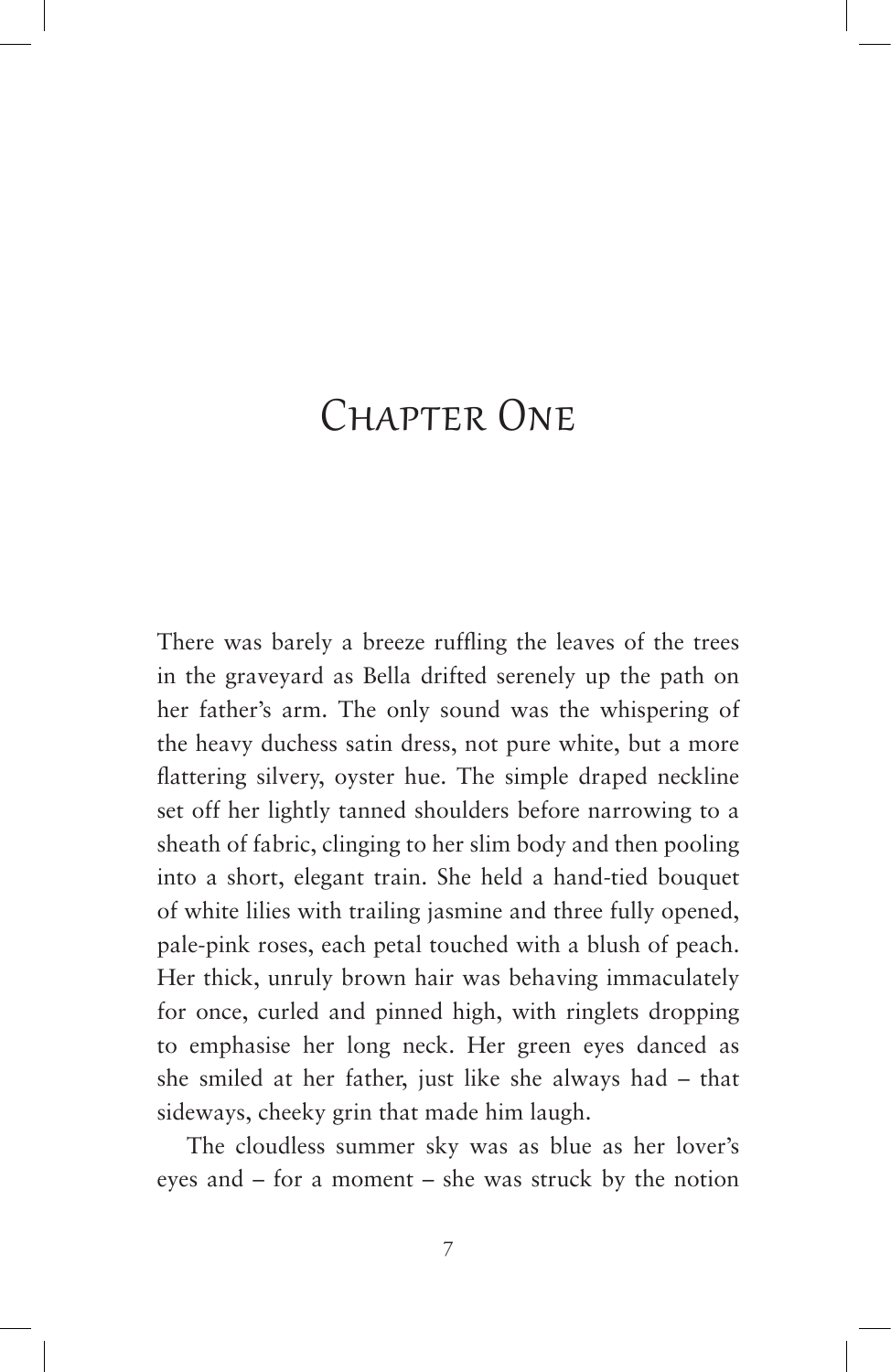# Chapter One

There was barely a breeze ruffling the leaves of the trees in the graveyard as Bella drifted serenely up the path on her father's arm. The only sound was the whispering of the heavy duchess satin dress, not pure white, but a more flattering silvery, oyster hue. The simple draped neckline set off her lightly tanned shoulders before narrowing to a sheath of fabric, clinging to her slim body and then pooling into a short, elegant train. She held a hand-tied bouquet of white lilies with trailing jasmine and three fully opened, pale-pink roses, each petal touched with a blush of peach. Her thick, unruly brown hair was behaving immaculately for once, curled and pinned high, with ringlets dropping to emphasise her long neck. Her green eyes danced as she smiled at her father, just like she always had – that sideways, cheeky grin that made him laugh.

The cloudless summer sky was as blue as her lover's eyes and – for a moment – she was struck by the notion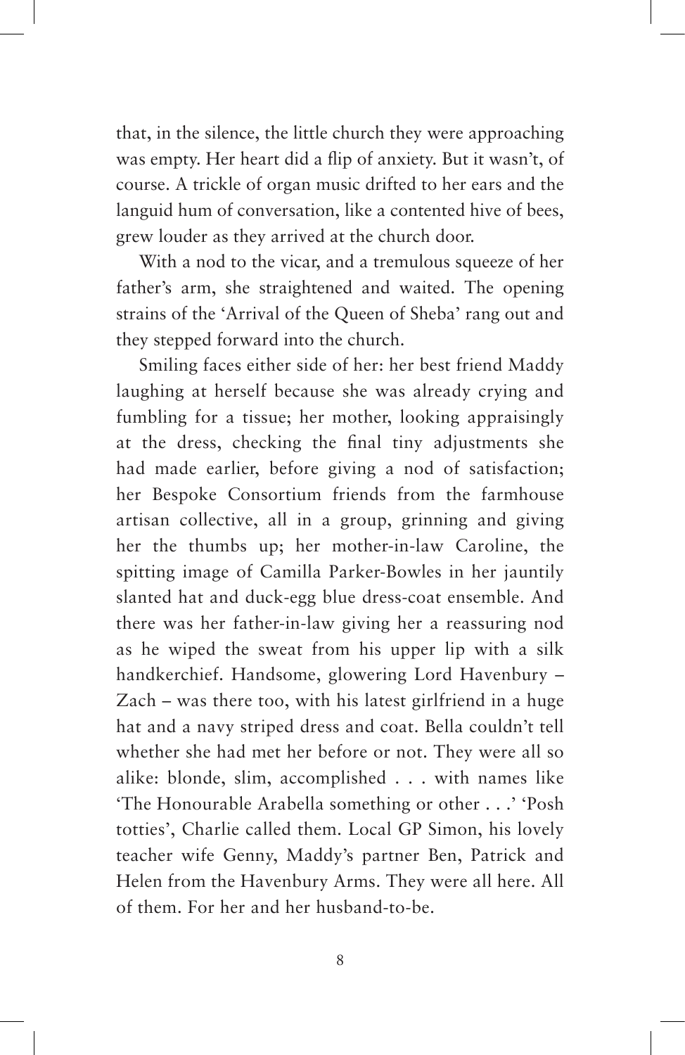that, in the silence, the little church they were approaching was empty. Her heart did a flip of anxiety. But it wasn't, of course. A trickle of organ music drifted to her ears and the languid hum of conversation, like a contented hive of bees, grew louder as they arrived at the church door.

With a nod to the vicar, and a tremulous squeeze of her father's arm, she straightened and waited. The opening strains of the 'Arrival of the Queen of Sheba' rang out and they stepped forward into the church.

Smiling faces either side of her: her best friend Maddy laughing at herself because she was already crying and fumbling for a tissue; her mother, looking appraisingly at the dress, checking the final tiny adjustments she had made earlier, before giving a nod of satisfaction; her Bespoke Consortium friends from the farmhouse artisan collective, all in a group, grinning and giving her the thumbs up; her mother-in-law Caroline, the spitting image of Camilla Parker-Bowles in her jauntily slanted hat and duck-egg blue dress-coat ensemble. And there was her father-in-law giving her a reassuring nod as he wiped the sweat from his upper lip with a silk handkerchief. Handsome, glowering Lord Havenbury – Zach – was there too, with his latest girlfriend in a huge hat and a navy striped dress and coat. Bella couldn't tell whether she had met her before or not. They were all so alike: blonde, slim, accomplished . . . with names like 'The Honourable Arabella something or other . . .' 'Posh totties', Charlie called them. Local GP Simon, his lovely teacher wife Genny, Maddy's partner Ben, Patrick and Helen from the Havenbury Arms. They were all here. All of them. For her and her husband-to-be.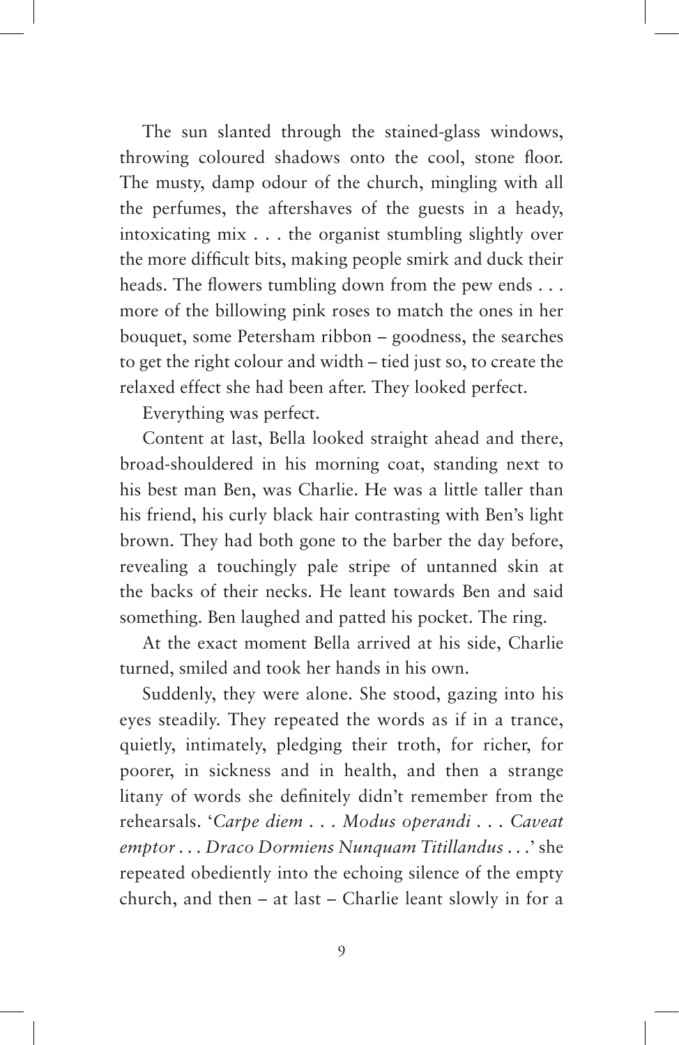The sun slanted through the stained-glass windows, throwing coloured shadows onto the cool, stone floor. The musty, damp odour of the church, mingling with all the perfumes, the aftershaves of the guests in a heady, intoxicating mix . . . the organist stumbling slightly over the more difficult bits, making people smirk and duck their heads. The flowers tumbling down from the pew ends . . . more of the billowing pink roses to match the ones in her bouquet, some Petersham ribbon – goodness, the searches to get the right colour and width – tied just so, to create the relaxed effect she had been after. They looked perfect.

Everything was perfect.

Content at last, Bella looked straight ahead and there, broad-shouldered in his morning coat, standing next to his best man Ben, was Charlie. He was a little taller than his friend, his curly black hair contrasting with Ben's light brown. They had both gone to the barber the day before, revealing a touchingly pale stripe of untanned skin at the backs of their necks. He leant towards Ben and said something. Ben laughed and patted his pocket. The ring.

At the exact moment Bella arrived at his side, Charlie turned, smiled and took her hands in his own.

Suddenly, they were alone. She stood, gazing into his eyes steadily. They repeated the words as if in a trance, quietly, intimately, pledging their troth, for richer, for poorer, in sickness and in health, and then a strange litany of words she definitely didn't remember from the rehearsals. '*Carpe diem . . . Modus operandi . . . Caveat emptor . . . Draco Dormiens Nunquam Titillandus . . .*' she repeated obediently into the echoing silence of the empty church, and then – at last – Charlie leant slowly in for a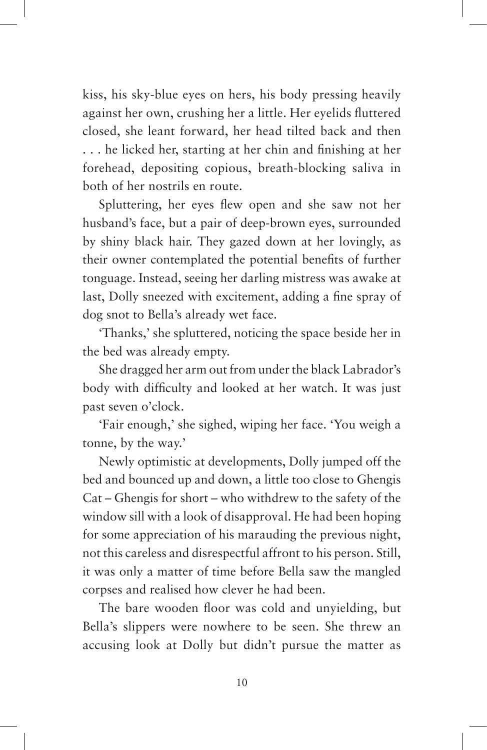kiss, his sky-blue eyes on hers, his body pressing heavily against her own, crushing her a little. Her eyelids fluttered closed, she leant forward, her head tilted back and then . . . he licked her, starting at her chin and finishing at her forehead, depositing copious, breath-blocking saliva in both of her nostrils en route.

Spluttering, her eyes flew open and she saw not her husband's face, but a pair of deep-brown eyes, surrounded by shiny black hair. They gazed down at her lovingly, as their owner contemplated the potential benefits of further tonguage. Instead, seeing her darling mistress was awake at last, Dolly sneezed with excitement, adding a fine spray of dog snot to Bella's already wet face.

'Thanks,' she spluttered, noticing the space beside her in the bed was already empty.

She dragged her arm out from under the black Labrador's body with difficulty and looked at her watch. It was just past seven o'clock.

'Fair enough,' she sighed, wiping her face. 'You weigh a tonne, by the way.'

Newly optimistic at developments, Dolly jumped off the bed and bounced up and down, a little too close to Ghengis Cat – Ghengis for short – who withdrew to the safety of the window sill with a look of disapproval. He had been hoping for some appreciation of his marauding the previous night, not this careless and disrespectful affront to his person. Still, it was only a matter of time before Bella saw the mangled corpses and realised how clever he had been.

The bare wooden floor was cold and unyielding, but Bella's slippers were nowhere to be seen. She threw an accusing look at Dolly but didn't pursue the matter as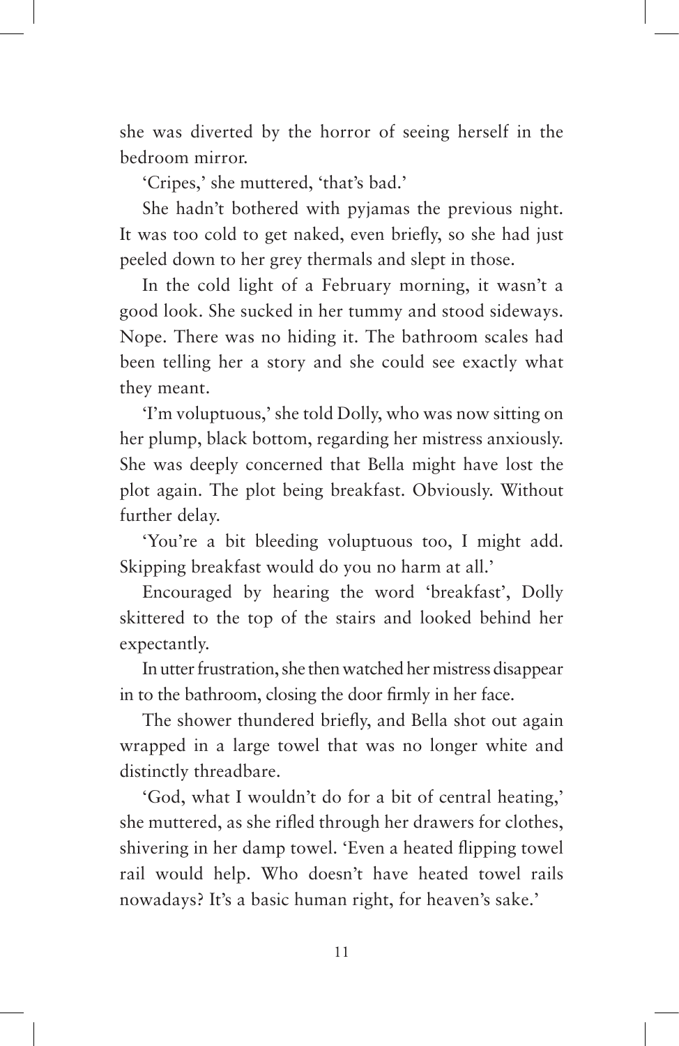she was diverted by the horror of seeing herself in the bedroom mirror.

'Cripes,' she muttered, 'that's bad.'

She hadn't bothered with pyjamas the previous night. It was too cold to get naked, even briefly, so she had just peeled down to her grey thermals and slept in those.

In the cold light of a February morning, it wasn't a good look. She sucked in her tummy and stood sideways. Nope. There was no hiding it. The bathroom scales had been telling her a story and she could see exactly what they meant.

'I'm voluptuous,' she told Dolly, who was now sitting on her plump, black bottom, regarding her mistress anxiously. She was deeply concerned that Bella might have lost the plot again. The plot being breakfast. Obviously. Without further delay.

'You're a bit bleeding voluptuous too, I might add. Skipping breakfast would do you no harm at all.'

Encouraged by hearing the word 'breakfast', Dolly skittered to the top of the stairs and looked behind her expectantly.

In utter frustration, she then watched her mistress disappear in to the bathroom, closing the door firmly in her face.

The shower thundered briefly, and Bella shot out again wrapped in a large towel that was no longer white and distinctly threadbare.

'God, what I wouldn't do for a bit of central heating,' she muttered, as she rifled through her drawers for clothes, shivering in her damp towel. 'Even a heated flipping towel rail would help. Who doesn't have heated towel rails nowadays? It's a basic human right, for heaven's sake.'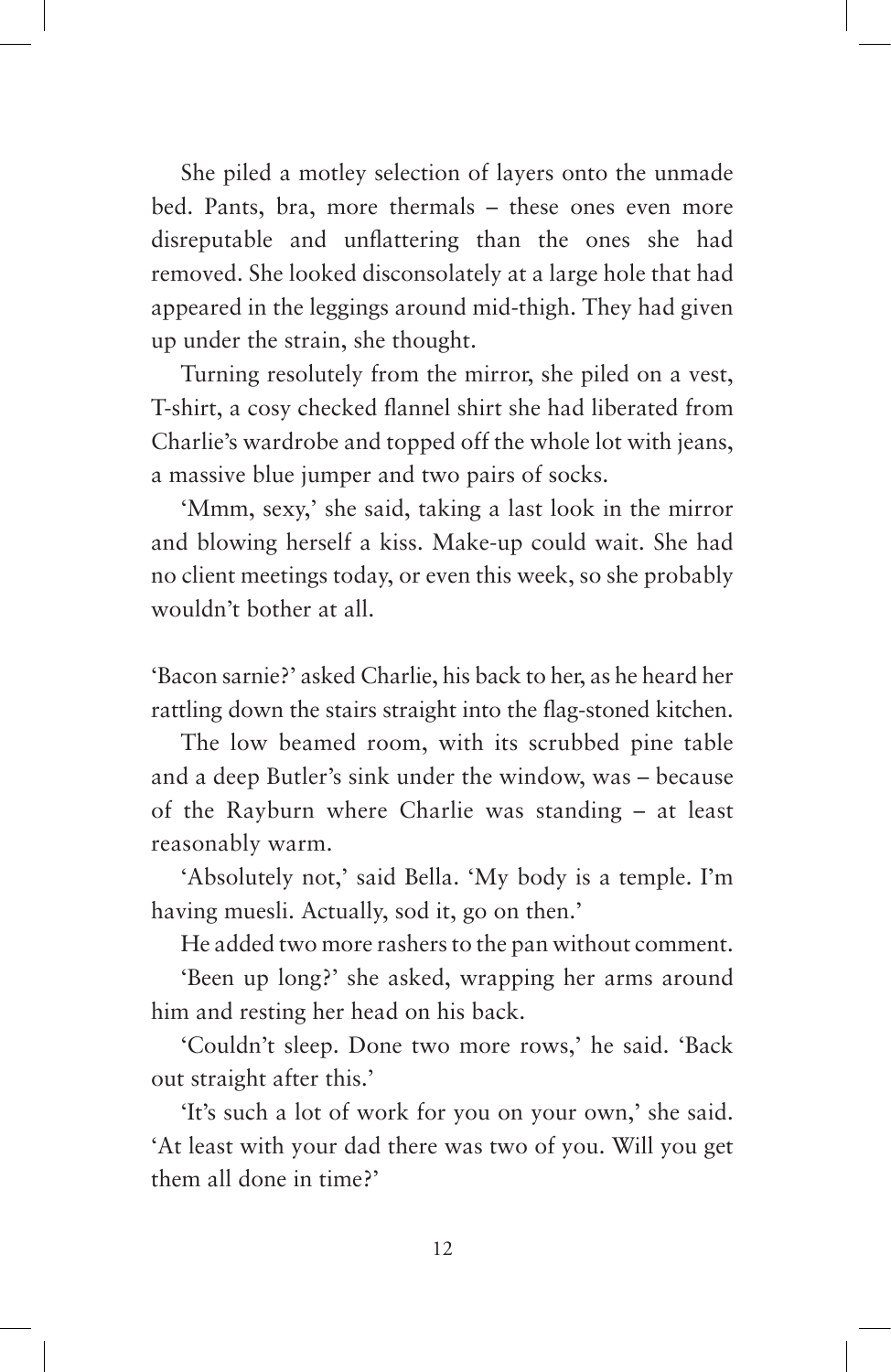She piled a motley selection of layers onto the unmade bed. Pants, bra, more thermals – these ones even more disreputable and unflattering than the ones she had removed. She looked disconsolately at a large hole that had appeared in the leggings around mid-thigh. They had given up under the strain, she thought.

Turning resolutely from the mirror, she piled on a vest, T-shirt, a cosy checked flannel shirt she had liberated from Charlie's wardrobe and topped off the whole lot with jeans, a massive blue jumper and two pairs of socks.

'Mmm, sexy,' she said, taking a last look in the mirror and blowing herself a kiss. Make-up could wait. She had no client meetings today, or even this week, so she probably wouldn't bother at all.

'Bacon sarnie?' asked Charlie, his back to her, as he heard her rattling down the stairs straight into the flag-stoned kitchen.

The low beamed room, with its scrubbed pine table and a deep Butler's sink under the window, was – because of the Rayburn where Charlie was standing – at least reasonably warm.

'Absolutely not,' said Bella. 'My body is a temple. I'm having muesli. Actually, sod it, go on then.'

He added two more rashers to the pan without comment.

'Been up long?' she asked, wrapping her arms around him and resting her head on his back.

'Couldn't sleep. Done two more rows,' he said. 'Back out straight after this.'

'It's such a lot of work for you on your own,' she said. 'At least with your dad there was two of you. Will you get them all done in time?'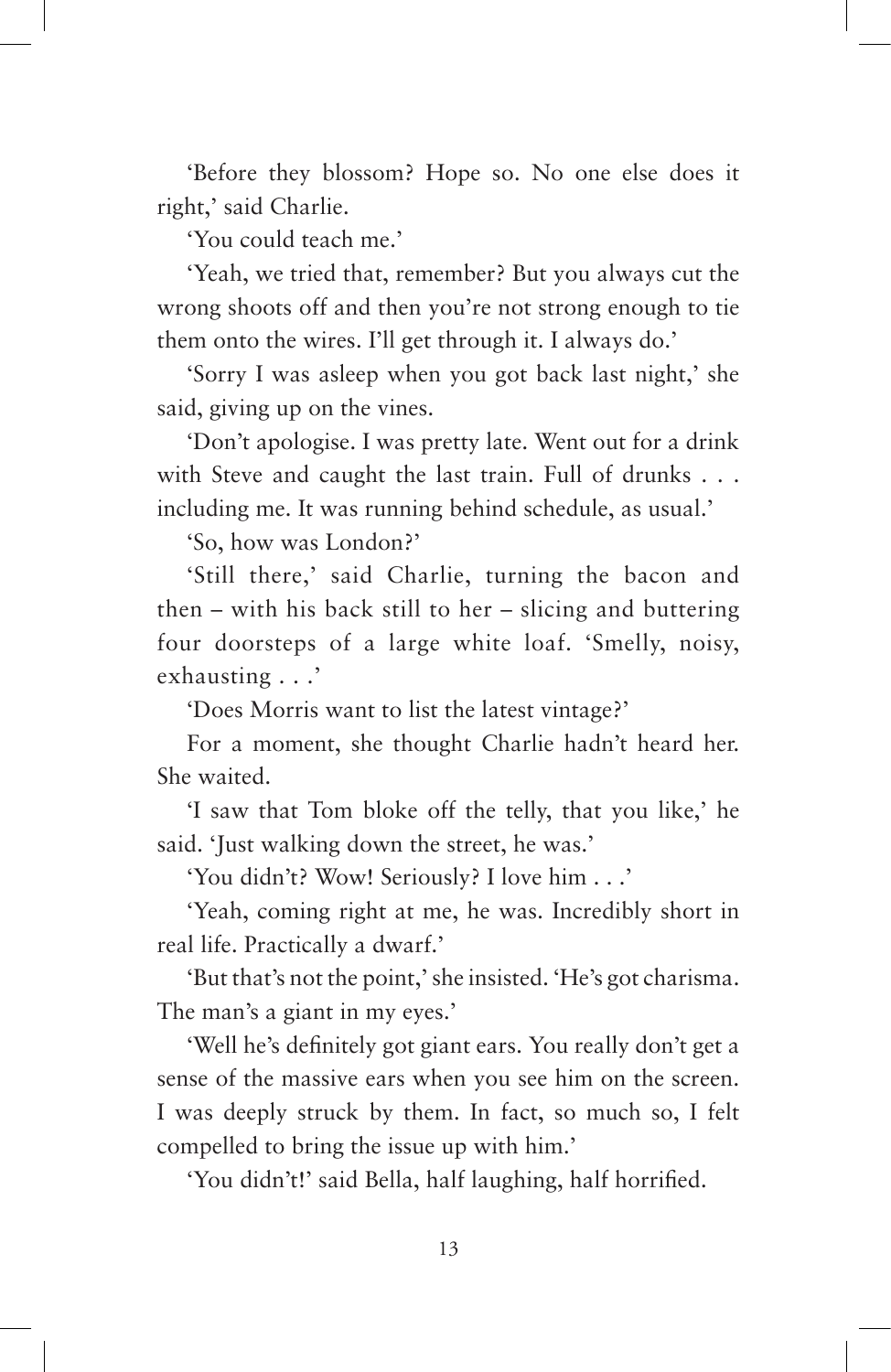'Before they blossom? Hope so. No one else does it right,' said Charlie.

'You could teach me.'

'Yeah, we tried that, remember? But you always cut the wrong shoots off and then you're not strong enough to tie them onto the wires. I'll get through it. I always do.'

'Sorry I was asleep when you got back last night,' she said, giving up on the vines.

'Don't apologise. I was pretty late. Went out for a drink with Steve and caught the last train. Full of drunks . . . including me. It was running behind schedule, as usual.'

'So, how was London?'

'Still there,' said Charlie, turning the bacon and then – with his back still to her – slicing and buttering four doorsteps of a large white loaf. 'Smelly, noisy, exhausting . . .'

'Does Morris want to list the latest vintage?'

For a moment, she thought Charlie hadn't heard her. She waited.

'I saw that Tom bloke off the telly, that you like,' he said. 'Just walking down the street, he was.'

'You didn't? Wow! Seriously? I love him . . .'

'Yeah, coming right at me, he was. Incredibly short in real life. Practically a dwarf.'

'But that's not the point,' she insisted. 'He's got charisma. The man's a giant in my eyes.'

'Well he's definitely got giant ears. You really don't get a sense of the massive ears when you see him on the screen. I was deeply struck by them. In fact, so much so, I felt compelled to bring the issue up with him.'

'You didn't!' said Bella, half laughing, half horrified.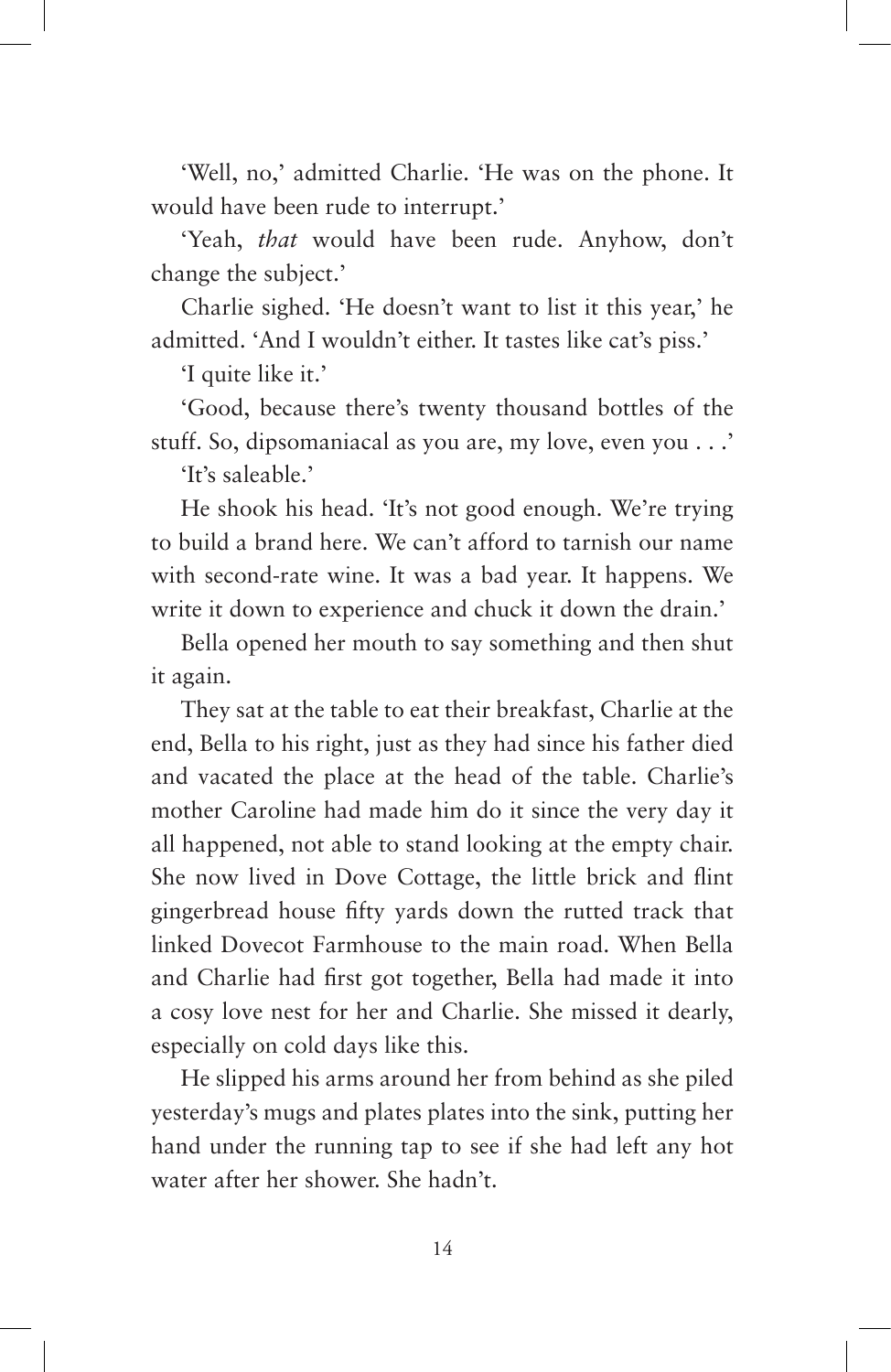'Well, no,' admitted Charlie. 'He was on the phone. It would have been rude to interrupt.'

'Yeah, *that* would have been rude. Anyhow, don't change the subject.'

Charlie sighed. 'He doesn't want to list it this year,' he admitted. 'And I wouldn't either. It tastes like cat's piss.'

'I quite like it.'

'Good, because there's twenty thousand bottles of the stuff. So, dipsomaniacal as you are, my love, even you . . .'

'It's saleable.'

He shook his head. 'It's not good enough. We're trying to build a brand here. We can't afford to tarnish our name with second-rate wine. It was a bad year. It happens. We write it down to experience and chuck it down the drain.'

Bella opened her mouth to say something and then shut it again.

They sat at the table to eat their breakfast, Charlie at the end, Bella to his right, just as they had since his father died and vacated the place at the head of the table. Charlie's mother Caroline had made him do it since the very day it all happened, not able to stand looking at the empty chair. She now lived in Dove Cottage, the little brick and flint gingerbread house fifty yards down the rutted track that linked Dovecot Farmhouse to the main road. When Bella and Charlie had first got together, Bella had made it into a cosy love nest for her and Charlie. She missed it dearly, especially on cold days like this.

He slipped his arms around her from behind as she piled yesterday's mugs and plates plates into the sink, putting her hand under the running tap to see if she had left any hot water after her shower. She hadn't.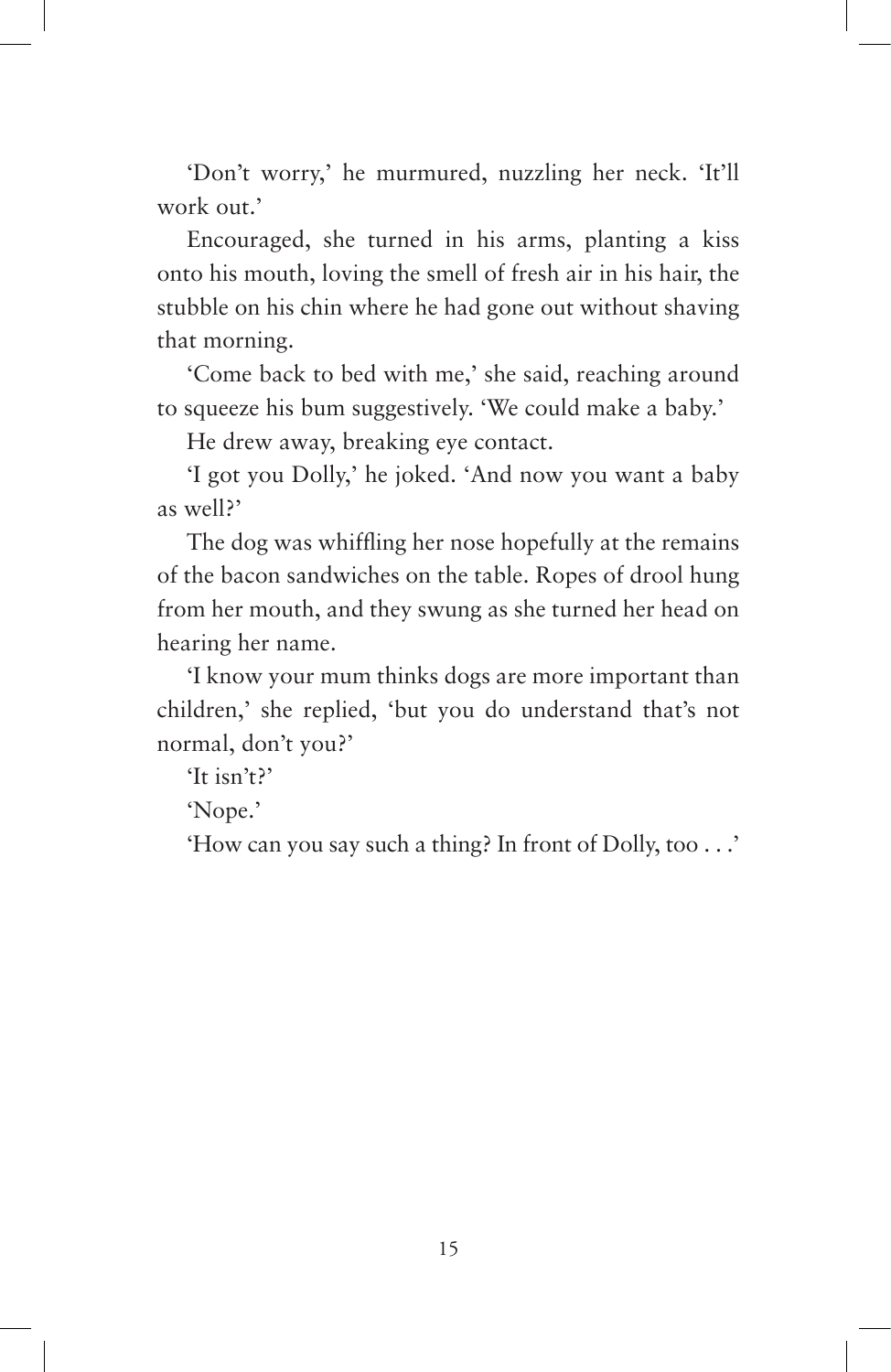'Don't worry,' he murmured, nuzzling her neck. 'It'll work out.'

Encouraged, she turned in his arms, planting a kiss onto his mouth, loving the smell of fresh air in his hair, the stubble on his chin where he had gone out without shaving that morning.

'Come back to bed with me,' she said, reaching around to squeeze his bum suggestively. 'We could make a baby.'

He drew away, breaking eye contact.

'I got you Dolly,' he joked. 'And now you want a baby as well?'

The dog was whiffling her nose hopefully at the remains of the bacon sandwiches on the table. Ropes of drool hung from her mouth, and they swung as she turned her head on hearing her name.

'I know your mum thinks dogs are more important than children,' she replied, 'but you do understand that's not normal, don't you?'

'It isn't?'

'Nope.'

'How can you say such a thing? In front of Dolly, too . . .'